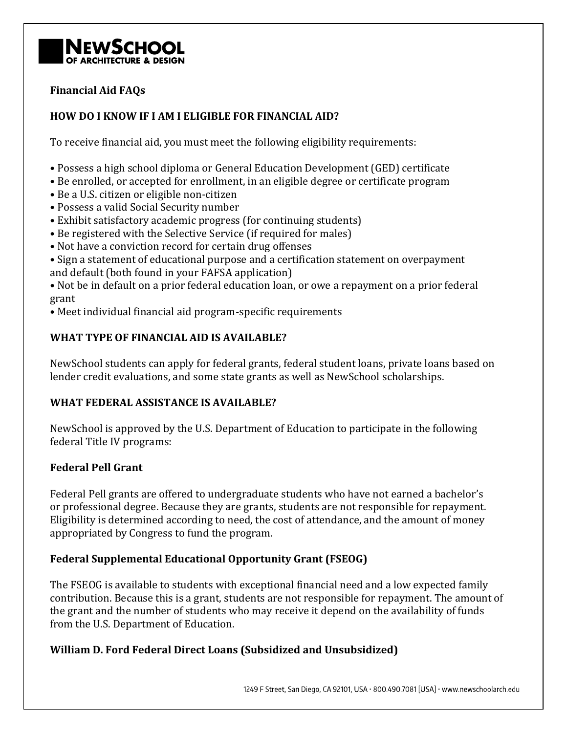# Financial Aid FAQs

## HOW DO I KNOW IF I AM I ELIGIBLE FOR FINANCIAL AID?

To receive financial aid, you must meet the following eligibility requirements:

- Possess a high school diploma or General Education Development (GED) certificate
- Be enrolled, or accepted for enrollment, in an eligible degree or certificate program
- Be a U.S. citizen or eligible non-citizen
- Possess a valid Social Security number
- Exhibit satisfactory academic progress (for continuing students)
- Be registered with the Selective Service (if required for males)
- Not have a conviction record for certain drug offenses
- Sign a statement of educational purpose and a certification statement on overpayment and default (both found in your FAFSA application)
- Not be in default on a prior federal education loan, or owe a repayment on a prior federal grant
- Meet individual financial aid program-specific requirements

## WHAT TYPE OF FINANCIAL AID IS AVAILABLE?

NewSchool students can apply for federal grants, federal student loans, private loans based on lender credit evaluations, and some state grants as well as NewSchool scholarships.

## WHAT FEDERAL ASSISTANCE IS AVAILABLE?

NewSchool is approved by the U.S. Department of Education to participate in the following federal Title IV programs:

### Federal Pell Grant

Federal Pell grants are offered to undergraduate students who have not earned a bachelor's or professional degree. Because they are grants, students are not responsible for repayment. Eligibility is determined according to need, the cost of attendance, and the amount of money appropriated by Congress to fund the program.

### Federal Supplemental Educational Opportunity Grant (FSEOG)

The FSEOG is available to students with exceptional financial need and a low expected family contribution. Because this is a grant, students are not responsible for repayment. The amount of the grant and the number of students who may receive it depend on the availability of funds from the U.S. Department of Education.

### William D. Ford Federal Direct Loans (Subsidized and Unsubsidized)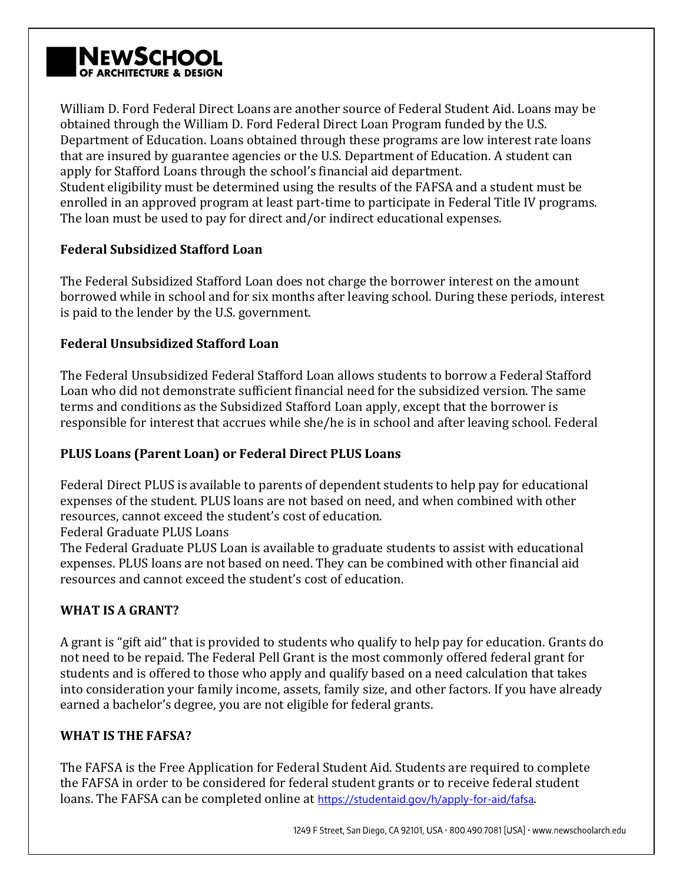William D. Ford Federal Direct Loans are another source of Federal Student Aid. Loans may be obtained through the William D. Ford Federal Direct Loan Program funded by the U.S. Department of Education. Loans obtained through these programs are low interest rate loans that are insured by guarantee agencies or the U.S. Department of Education. A student can apply for Stafford Loans through the school's financial aid department.
Student eligibility must be determined using the results of the FAFSA and a student must be enrolled in an approved program at least part-time to participate in Federal Title IV programs. The loan must be used to pay for direct and/or indirect educational expenses.

**Federal Subsidized Stafford Loan**

The Federal Subsidized Stafford Loan does not charge the borrower interest on the amount borrowed while in school and for six months after leaving school. During these periods, interest is paid to the lender by the U.S. government.

**Federal Unsubsidized Stafford Loan**

The Federal Unsubsidized Federal Stafford Loan allows students to borrow a Federal Stafford Loan who did not demonstrate sufficient financial need for the subsidized version. The same terms and conditions as the Subsidized Stafford Loan apply, except that the borrower is responsible for interest that accrues while she/he is in school and after leaving school. Federal

**PLUS Loans (Parent Loan) or Federal Direct PLUS Loans**

Federal Direct PLUS is available to parents of dependent students to help pay for educational expenses of the student. PLUS loans are not based on need, and when combined with other resources, cannot exceed the student's cost of education.
Federal Graduate PLUS Loans
The Federal Graduate PLUS Loan is available to graduate students to assist with educational expenses. PLUS loans are not based on need. They can be combined with other financial aid resources and cannot exceed the student's cost of education.

**WHAT IS A GRANT?**

A grant is "gift aid" that is provided to students who qualify to help pay for education. Grants do not need to be repaid. The Federal Pell Grant is the most commonly offered federal grant for students and is offered to those who apply and qualify based on a need calculation that takes into consideration your family income, assets, family size, and other factors. If you have already earned a bachelor's degree, you are not eligible for federal grants.

**WHAT IS THE FAFSA?**

The FAFSA is the Free Application for Federal Student Aid. Students are required to complete the FAFSA in order to be considered for federal student grants or to receive federal student loans. The FAFSA can be completed online at https://studentaid.gov/h/apply-for-aid/fafsa.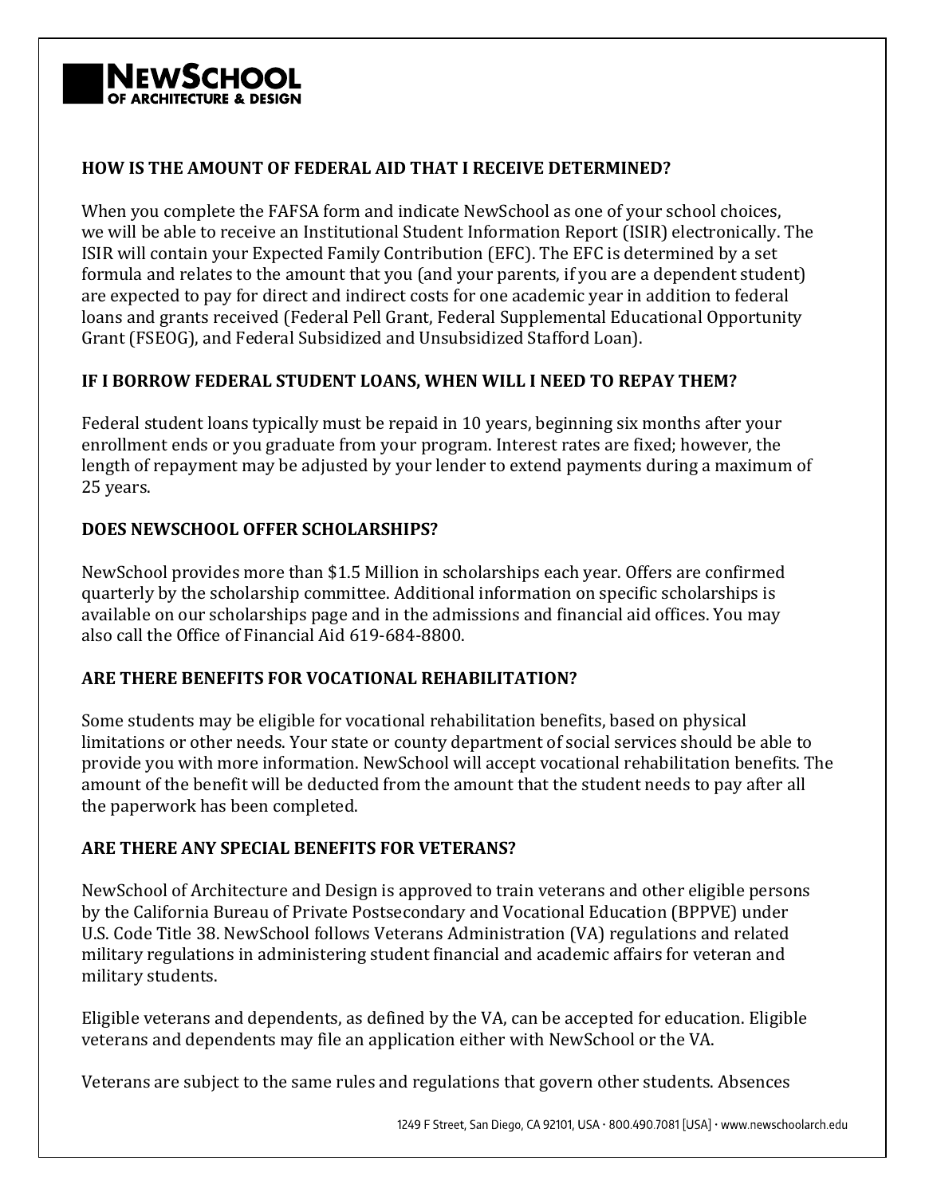## HOW IS THE AMOUNT OF FEDERAL AID THAT I RECEIVE DETERMINED?

When you complete the FAFSA form and indicate NewSchool as one of your school choices, we will be able to receive an Institutional Student Information Report (ISIR) electronically. The ISIR will contain your Expected Family Contribution (EFC). The EFC is determined by a set formula and relates to the amount that you (and your parents, if you are a dependent student) are expected to pay for direct and indirect costs for one academic year in addition to federal loans and grants received (Federal Pell Grant, Federal Supplemental Educational Opportunity Grant (FSEOG), and Federal Subsidized and Unsubsidized Stafford Loan).

## IF I BORROW FEDERAL STUDENT LOANS, WHEN WILL I NEED TO REPAY THEM?

Federal student loans typically must be repaid in 10 years, beginning six months after your enrollment ends or you graduate from your program. Interest rates are fixed; however, the length of repayment may be adjusted by your lender to extend payments during a maximum of 25 years.

## DOES NEWSCHOOL OFFER SCHOLARSHIPS?

NewSchool provides more than $1.5 Million in scholarships each year. Offers are confirmed quarterly by the scholarship committee. Additional information on specific scholarships is available on our scholarships page and in the admissions and financial aid offices. You may also call the Office of Financial Aid 619-684-8800.

## ARE THERE BENEFITS FOR VOCATIONAL REHABILITATION?

Some students may be eligible for vocational rehabilitation benefits, based on physical limitations or other needs. Your state or county department of social services should be able to provide you with more information. NewSchool will accept vocational rehabilitation benefits. The amount of the benefit will be deducted from the amount that the student needs to pay after all the paperwork has been completed.

## ARE THERE ANY SPECIAL BENEFITS FOR VETERANS?

NewSchool of Architecture and Design is approved to train veterans and other eligible persons by the California Bureau of Private Postsecondary and Vocational Education (BPPVE) under U.S. Code Title 38. NewSchool follows Veterans Administration (VA) regulations and related military regulations in administering student financial and academic affairs for veteran and military students.

Eligible veterans and dependents, as defined by the VA, can be accepted for education. Eligible veterans and dependents may file an application either with NewSchool or the VA.

Veterans are subject to the same rules and regulations that govern other students. Absences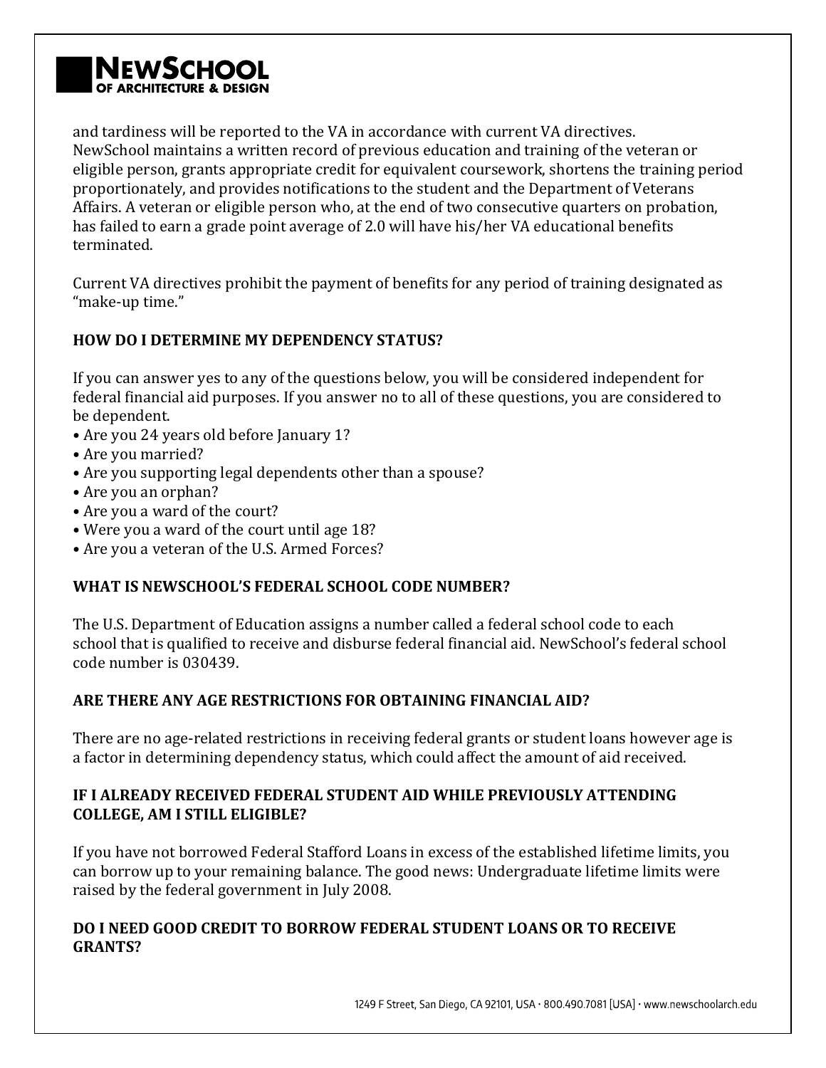and tardiness will be reported to the VA in accordance with current VA directives. NewSchool maintains a written record of previous education and training of the veteran or eligible person, grants appropriate credit for equivalent coursework, shortens the training period proportionately, and provides notifications to the student and the Department of Veterans Affairs. A veteran or eligible person who, at the end of two consecutive quarters on probation, has failed to earn a grade point average of 2.0 will have his/her VA educational benefits terminated.

Current VA directives prohibit the payment of benefits for any period of training designated as "make-up time."

**HOW DO I DETERMINE MY DEPENDENCY STATUS?**

If you can answer yes to any of the questions below, you will be considered independent for federal financial aid purposes. If you answer no to all of these questions, you are considered to be dependent.

- Are you 24 years old before January 1?
- Are you married?
- Are you supporting legal dependents other than a spouse?
- Are you an orphan?
- Are you a ward of the court?
- Were you a ward of the court until age 18?
- Are you a veteran of the U.S. Armed Forces?

**WHAT IS NEWSCHOOL'S FEDERAL SCHOOL CODE NUMBER?**

The U.S. Department of Education assigns a number called a federal school code to each school that is qualified to receive and disburse federal financial aid. NewSchool's federal school code number is 030439.

**ARE THERE ANY AGE RESTRICTIONS FOR OBTAINING FINANCIAL AID?**

There are no age-related restrictions in receiving federal grants or student loans however age is a factor in determining dependency status, which could affect the amount of aid received.

**IF I ALREADY RECEIVED FEDERAL STUDENT AID WHILE PREVIOUSLY ATTENDING COLLEGE, AM I STILL ELIGIBLE?**

If you have not borrowed Federal Stafford Loans in excess of the established lifetime limits, you can borrow up to your remaining balance. The good news: Undergraduate lifetime limits were raised by the federal government in July 2008.

**DO I NEED GOOD CREDIT TO BORROW FEDERAL STUDENT LOANS OR TO RECEIVE GRANTS?**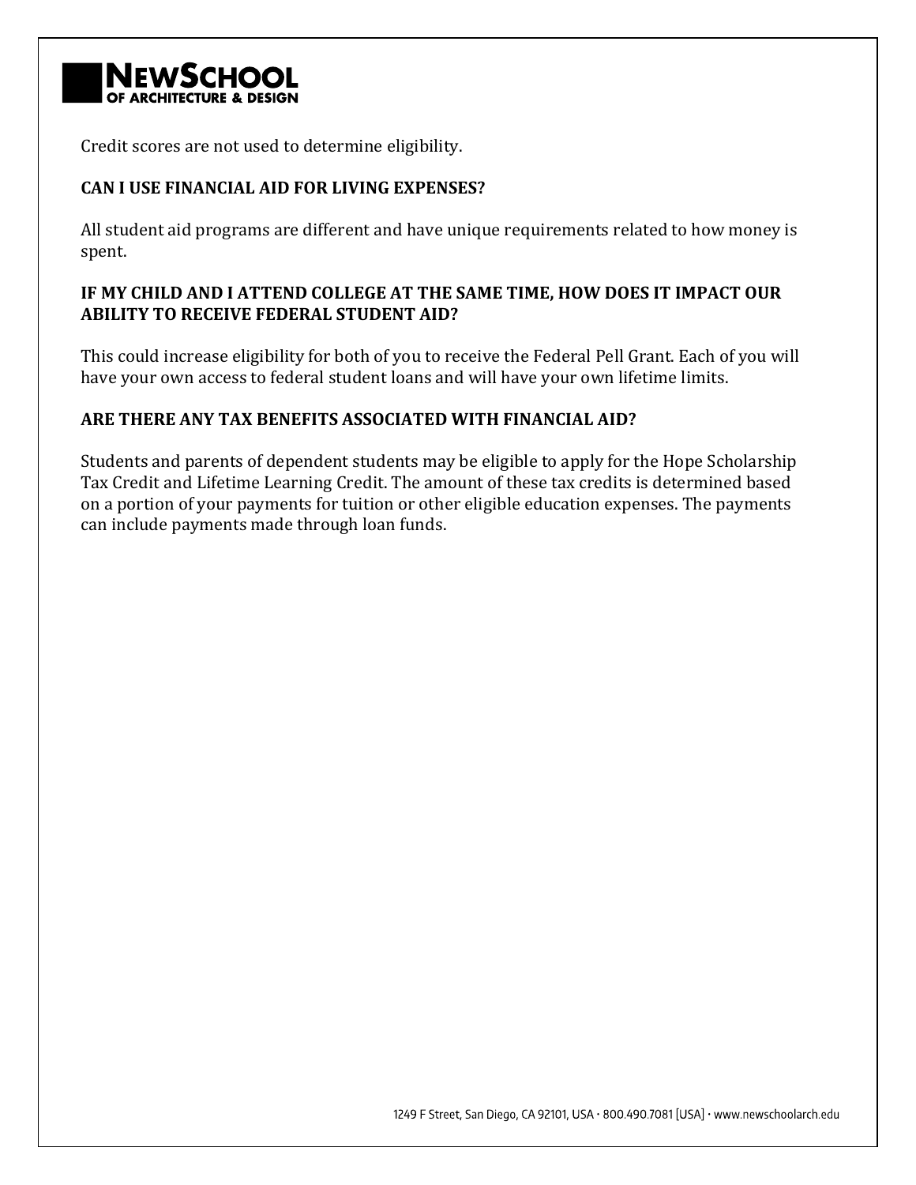Credit scores are not used to determine eligibility.

**CAN I USE FINANCIAL AID FOR LIVING EXPENSES?**

All student aid programs are different and have unique requirements related to how money is spent.

**IF MY CHILD AND I ATTEND COLLEGE AT THE SAME TIME, HOW DOES IT IMPACT OUR ABILITY TO RECEIVE FEDERAL STUDENT AID?**

This could increase eligibility for both of you to receive the Federal Pell Grant. Each of you will have your own access to federal student loans and will have your own lifetime limits.

**ARE THERE ANY TAX BENEFITS ASSOCIATED WITH FINANCIAL AID?**

Students and parents of dependent students may be eligible to apply for the Hope Scholarship Tax Credit and Lifetime Learning Credit. The amount of these tax credits is determined based on a portion of your payments for tuition or other eligible education expenses. The payments can include payments made through loan funds.